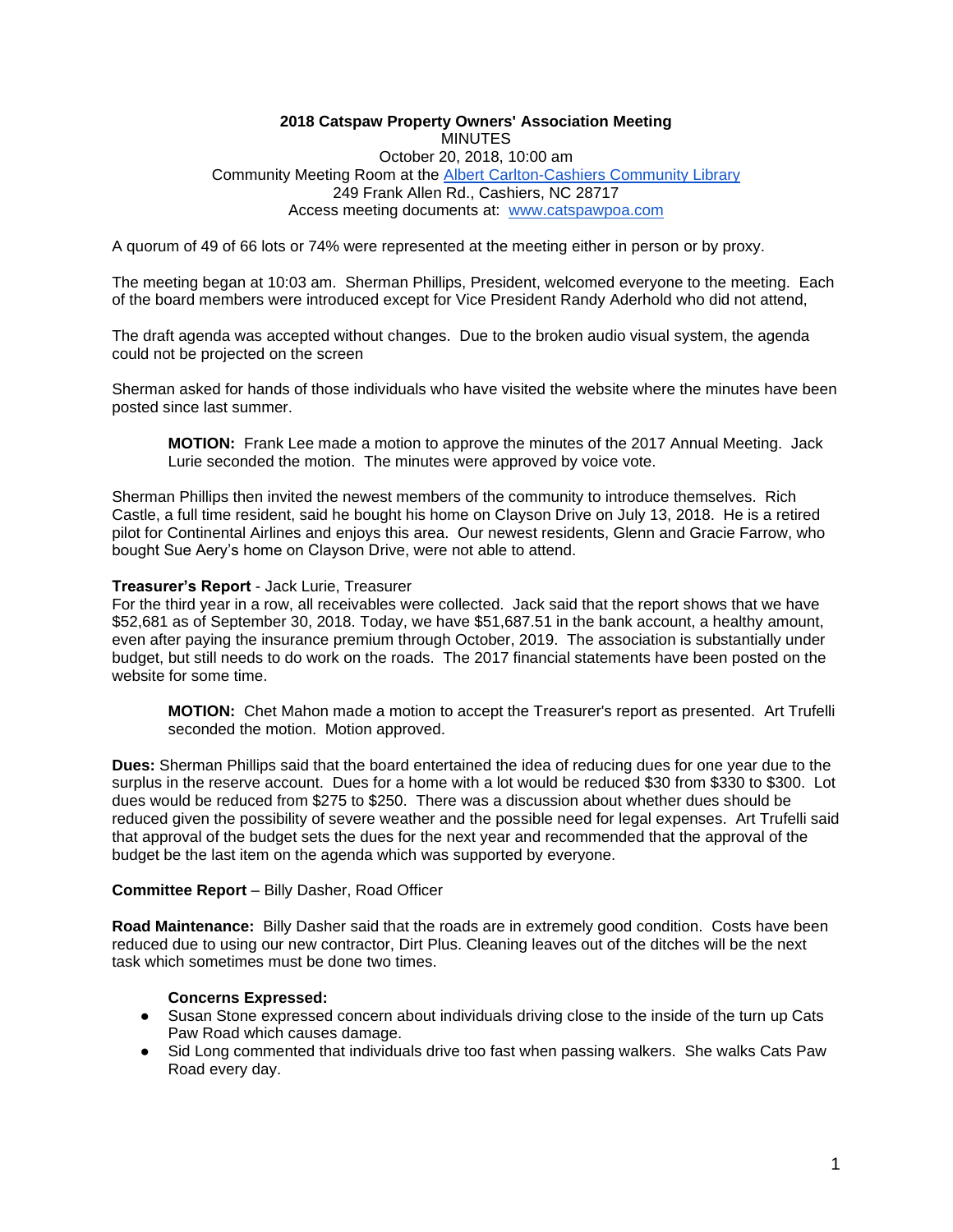**2018 Catspaw Property Owners' Association Meeting**

MINUTES

October 20, 2018, 10:00 am

Community Meeting Room at the Albert Carlton-Cashiers Community Library

249 Frank Allen Rd., Cashiers, NC 28717

Access meeting documents at: www.catspawpoa.com

A quorum of 49 of 66 lots or 74% were represented at the meeting either in person or by proxy.

The meeting began at 10:03 am. Sherman Phillips, President, welcomed everyone to the meeting. Each of the board members were introduced except for Vice President Randy Aderhold who did not attend,

The draft agenda was accepted without changes. Due to the broken audio visual system, the agenda could not be projected on the screen

Sherman asked for hands of those individuals who have visited the website where the minutes have been posted since last summer.

> **MOTION:** Frank Lee made a motion to approve the minutes of the 2017 Annual Meeting. Jack Lurie seconded the motion. The minutes were approved by voice vote.

Sherman Phillips then invited the newest members of the community to introduce themselves. Rich Castle, a full time resident, said he bought his home on Clayson Drive on July 13, 2018. He is a retired pilot for Continental Airlines and enjoys this area. Our newest residents, Glenn and Gracie Farrow, who bought Sue Aery's home on Clayson Drive, were not able to attend.

**Treasurer's Report** - Jack Lurie, Treasurer

For the third year in a row, all receivables were collected. Jack said that the report shows that we have $52,681 as of September 30, 2018. Today, we have $51,687.51 in the bank account, a healthy amount, even after paying the insurance premium through October, 2019. The association is substantially under budget, but still needs to do work on the roads. The 2017 financial statements have been posted on the website for some time.

> **MOTION:** Chet Mahon made a motion to accept the Treasurer's report as presented. Art Trufelli seconded the motion. Motion approved.

**Dues:** Sherman Phillips said that the board entertained the idea of reducing dues for one year due to the surplus in the reserve account. Dues for a home with a lot would be reduced $30 from $330 to $300. Lot dues would be reduced from $275 to $250. There was a discussion about whether dues should be reduced given the possibility of severe weather and the possible need for legal expenses. Art Trufelli said that approval of the budget sets the dues for the next year and recommended that the approval of the budget be the last item on the agenda which was supported by everyone.

**Committee Report** – Billy Dasher, Road Officer

**Road Maintenance:** Billy Dasher said that the roads are in extremely good condition. Costs have been reduced due to using our new contractor, Dirt Plus. Cleaning leaves out of the ditches will be the next task which sometimes must be done two times.

**Concerns Expressed:**

- Susan Stone expressed concern about individuals driving close to the inside of the turn up Cats Paw Road which causes damage.
- Sid Long commented that individuals drive too fast when passing walkers. She walks Cats Paw Road every day.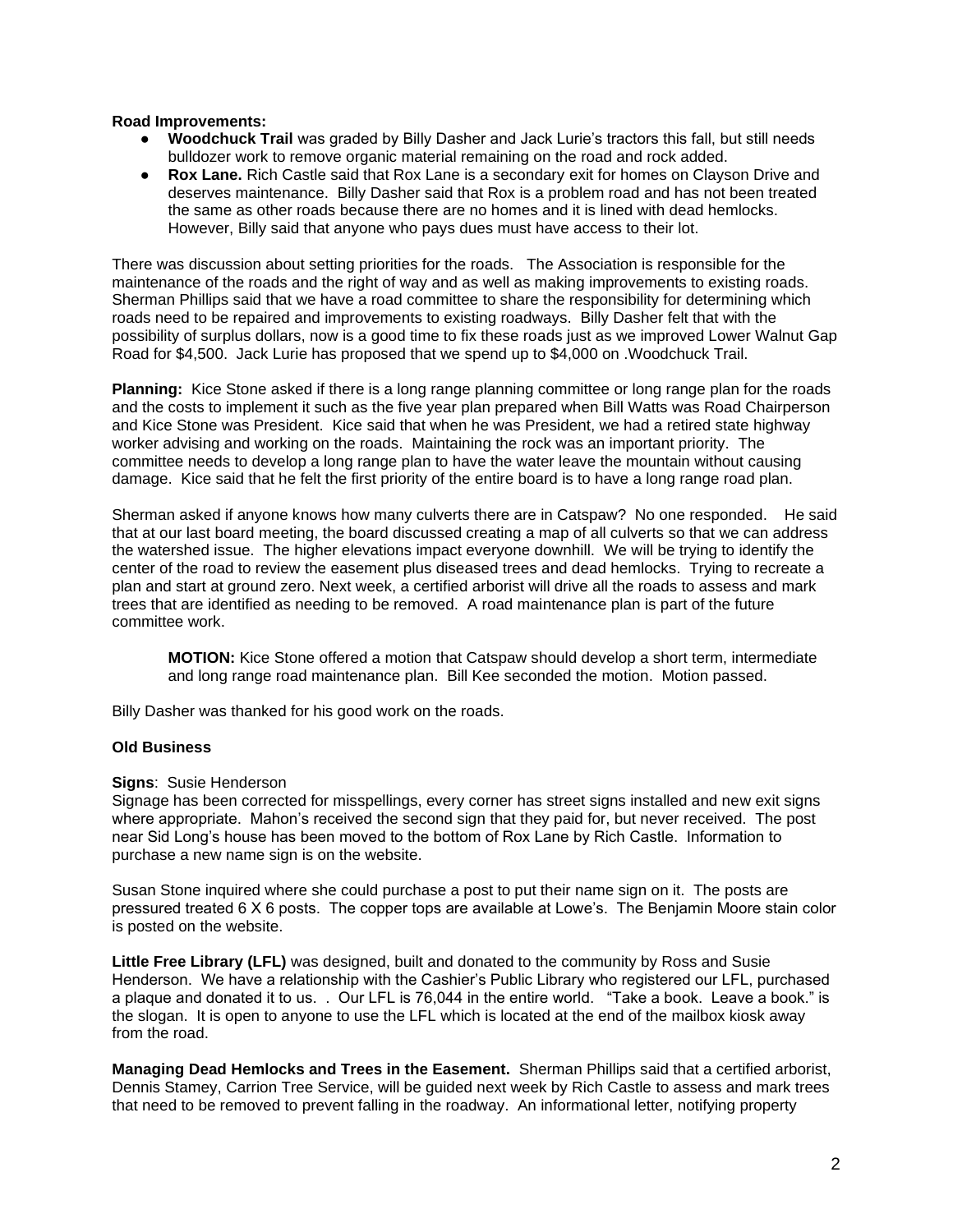**Road Improvements:**

- **Woodchuck Trail** was graded by Billy Dasher and Jack Lurie's tractors this fall, but still needs bulldozer work to remove organic material remaining on the road and rock added.
- **Rox Lane.** Rich Castle said that Rox Lane is a secondary exit for homes on Clayson Drive and deserves maintenance. Billy Dasher said that Rox is a problem road and has not been treated the same as other roads because there are no homes and it is lined with dead hemlocks. However, Billy said that anyone who pays dues must have access to their lot.

There was discussion about setting priorities for the roads. The Association is responsible for the maintenance of the roads and the right of way and as well as making improvements to existing roads. Sherman Phillips said that we have a road committee to share the responsibility for determining which roads need to be repaired and improvements to existing roadways. Billy Dasher felt that with the possibility of surplus dollars, now is a good time to fix these roads just as we improved Lower Walnut Gap Road for $4,500. Jack Lurie has proposed that we spend up to $4,000 on .Woodchuck Trail.

**Planning:** Kice Stone asked if there is a long range planning committee or long range plan for the roads and the costs to implement it such as the five year plan prepared when Bill Watts was Road Chairperson and Kice Stone was President. Kice said that when he was President, we had a retired state highway worker advising and working on the roads. Maintaining the rock was an important priority. The committee needs to develop a long range plan to have the water leave the mountain without causing damage. Kice said that he felt the first priority of the entire board is to have a long range road plan.

Sherman asked if anyone knows how many culverts there are in Catspaw? No one responded. He said that at our last board meeting, the board discussed creating a map of all culverts so that we can address the watershed issue. The higher elevations impact everyone downhill. We will be trying to identify the center of the road to review the easement plus diseased trees and dead hemlocks. Trying to recreate a plan and start at ground zero. Next week, a certified arborist will drive all the roads to assess and mark trees that are identified as needing to be removed. A road maintenance plan is part of the future committee work.

> **MOTION:** Kice Stone offered a motion that Catspaw should develop a short term, intermediate and long range road maintenance plan. Bill Kee seconded the motion. Motion passed.

Billy Dasher was thanked for his good work on the roads.

**Old Business**

**Signs**: Susie Henderson

Signage has been corrected for misspellings, every corner has street signs installed and new exit signs where appropriate. Mahon's received the second sign that they paid for, but never received. The post near Sid Long's house has been moved to the bottom of Rox Lane by Rich Castle. Information to purchase a new name sign is on the website.

Susan Stone inquired where she could purchase a post to put their name sign on it. The posts are pressured treated 6 X 6 posts. The copper tops are available at Lowe's. The Benjamin Moore stain color is posted on the website.

**Little Free Library (LFL)** was designed, built and donated to the community by Ross and Susie Henderson. We have a relationship with the Cashier's Public Library who registered our LFL, purchased a plaque and donated it to us. . Our LFL is 76,044 in the entire world. "Take a book. Leave a book." is the slogan. It is open to anyone to use the LFL which is located at the end of the mailbox kiosk away from the road.

**Managing Dead Hemlocks and Trees in the Easement.** Sherman Phillips said that a certified arborist, Dennis Stamey, Carrion Tree Service, will be guided next week by Rich Castle to assess and mark trees that need to be removed to prevent falling in the roadway. An informational letter, notifying property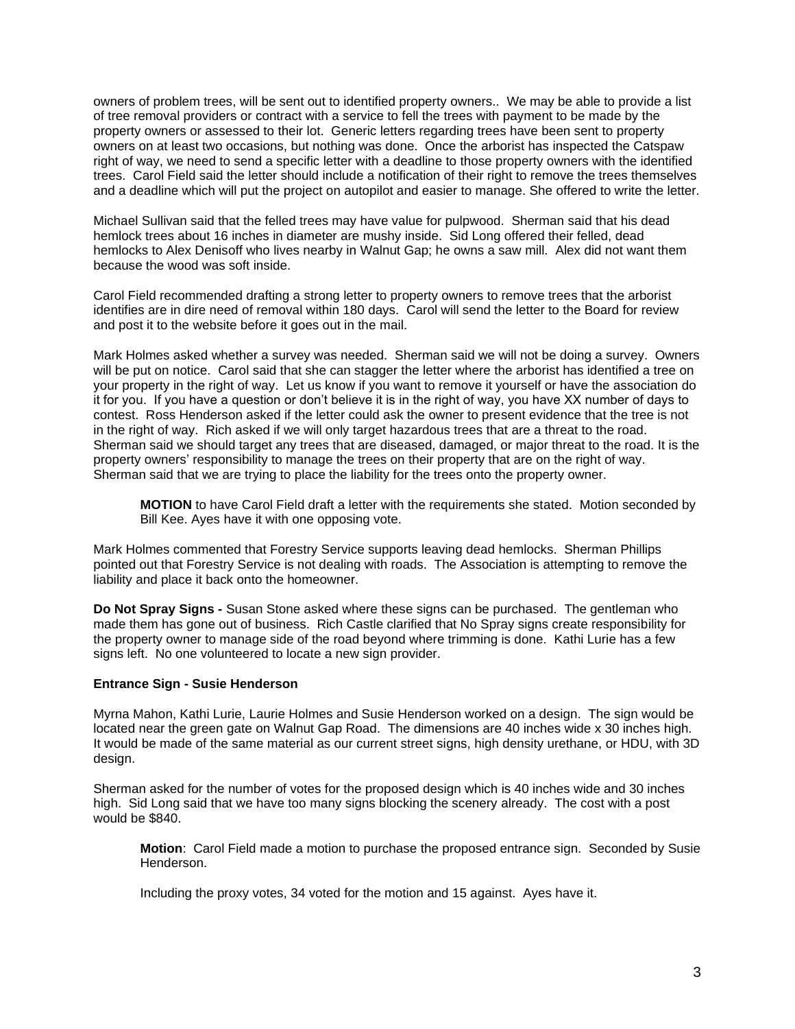owners of problem trees, will be sent out to identified property owners.. We may be able to provide a list of tree removal providers or contract with a service to fell the trees with payment to be made by the property owners or assessed to their lot. Generic letters regarding trees have been sent to property owners on at least two occasions, but nothing was done. Once the arborist has inspected the Catspaw right of way, we need to send a specific letter with a deadline to those property owners with the identified trees. Carol Field said the letter should include a notification of their right to remove the trees themselves and a deadline which will put the project on autopilot and easier to manage. She offered to write the letter.

Michael Sullivan said that the felled trees may have value for pulpwood. Sherman said that his dead hemlock trees about 16 inches in diameter are mushy inside. Sid Long offered their felled, dead hemlocks to Alex Denisoff who lives nearby in Walnut Gap; he owns a saw mill. Alex did not want them because the wood was soft inside.

Carol Field recommended drafting a strong letter to property owners to remove trees that the arborist identifies are in dire need of removal within 180 days. Carol will send the letter to the Board for review and post it to the website before it goes out in the mail.

Mark Holmes asked whether a survey was needed. Sherman said we will not be doing a survey. Owners will be put on notice. Carol said that she can stagger the letter where the arborist has identified a tree on your property in the right of way. Let us know if you want to remove it yourself or have the association do it for you. If you have a question or don't believe it is in the right of way, you have XX number of days to contest. Ross Henderson asked if the letter could ask the owner to present evidence that the tree is not in the right of way. Rich asked if we will only target hazardous trees that are a threat to the road. Sherman said we should target any trees that are diseased, damaged, or major threat to the road. It is the property owners' responsibility to manage the trees on their property that are on the right of way. Sherman said that we are trying to place the liability for the trees onto the property owner.

> **MOTION** to have Carol Field draft a letter with the requirements she stated. Motion seconded by Bill Kee. Ayes have it with one opposing vote.

Mark Holmes commented that Forestry Service supports leaving dead hemlocks. Sherman Phillips pointed out that Forestry Service is not dealing with roads. The Association is attempting to remove the liability and place it back onto the homeowner.

**Do Not Spray Signs -** Susan Stone asked where these signs can be purchased. The gentleman who made them has gone out of business. Rich Castle clarified that No Spray signs create responsibility for the property owner to manage side of the road beyond where trimming is done. Kathi Lurie has a few signs left. No one volunteered to locate a new sign provider.

**Entrance Sign - Susie Henderson**

Myrna Mahon, Kathi Lurie, Laurie Holmes and Susie Henderson worked on a design. The sign would be located near the green gate on Walnut Gap Road. The dimensions are 40 inches wide x 30 inches high. It would be made of the same material as our current street signs, high density urethane, or HDU, with 3D design.

Sherman asked for the number of votes for the proposed design which is 40 inches wide and 30 inches high. Sid Long said that we have too many signs blocking the scenery already. The cost with a post would be $840.

> **Motion**: Carol Field made a motion to purchase the proposed entrance sign. Seconded by Susie Henderson.
>
> Including the proxy votes, 34 voted for the motion and 15 against. Ayes have it.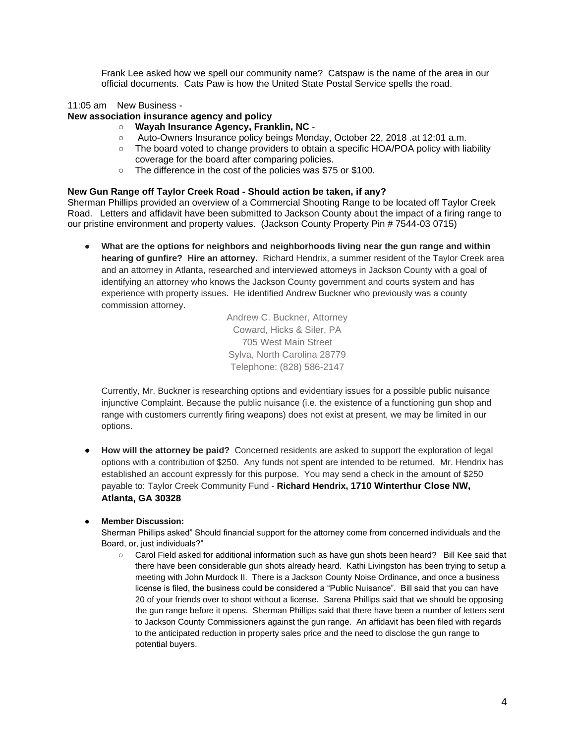Frank Lee asked how we spell our community name? Catspaw is the name of the area in our official documents. Cats Paw is how the United State Postal Service spells the road.

11:05 am New Business -

**New association insurance agency and policy**

- **Wayah Insurance Agency, Franklin, NC** -
- Auto-Owners Insurance policy beings Monday, October 22, 2018 .at 12:01 a.m.
- The board voted to change providers to obtain a specific HOA/POA policy with liability coverage for the board after comparing policies.
- The difference in the cost of the policies was $75 or $100.

**New Gun Range off Taylor Creek Road - Should action be taken, if any?**

Sherman Phillips provided an overview of a Commercial Shooting Range to be located off Taylor Creek Road. Letters and affidavit have been submitted to Jackson County about the impact of a firing range to our pristine environment and property values. (Jackson County Property Pin # 7544-03 0715)

- **What are the options for neighbors and neighborhoods living near the gun range and within hearing of gunfire? Hire an attorney.** Richard Hendrix, a summer resident of the Taylor Creek area and an attorney in Atlanta, researched and interviewed attorneys in Jackson County with a goal of identifying an attorney who knows the Jackson County government and courts system and has experience with property issues. He identified Andrew Buckner who previously was a county commission attorney.

  Andrew C. Buckner, Attorney
  Coward, Hicks & Siler, PA
  705 West Main Street
  Sylva, North Carolina 28779
  Telephone: (828) 586-2147

  Currently, Mr. Buckner is researching options and evidentiary issues for a possible public nuisance injunctive Complaint. Because the public nuisance (i.e. the existence of a functioning gun shop and range with customers currently firing weapons) does not exist at present, we may be limited in our options.

- **How will the attorney be paid?** Concerned residents are asked to support the exploration of legal options with a contribution of $250. Any funds not spent are intended to be returned. Mr. Hendrix has established an account expressly for this purpose. You may send a check in the amount of $250 payable to: Taylor Creek Community Fund - **Richard Hendrix, 1710 Winterthur Close NW, Atlanta, GA 30328**

- **Member Discussion:**
  Sherman Phillips asked" Should financial support for the attorney come from concerned individuals and the Board, or, just individuals?"
  - Carol Field asked for additional information such as have gun shots been heard? Bill Kee said that there have been considerable gun shots already heard. Kathi Livingston has been trying to setup a meeting with John Murdock II. There is a Jackson County Noise Ordinance, and once a business license is filed, the business could be considered a "Public Nuisance". Bill said that you can have 20 of your friends over to shoot without a license. Sarena Phillips said that we should be opposing the gun range before it opens. Sherman Phillips said that there have been a number of letters sent to Jackson County Commissioners against the gun range. An affidavit has been filed with regards to the anticipated reduction in property sales price and the need to disclose the gun range to potential buyers.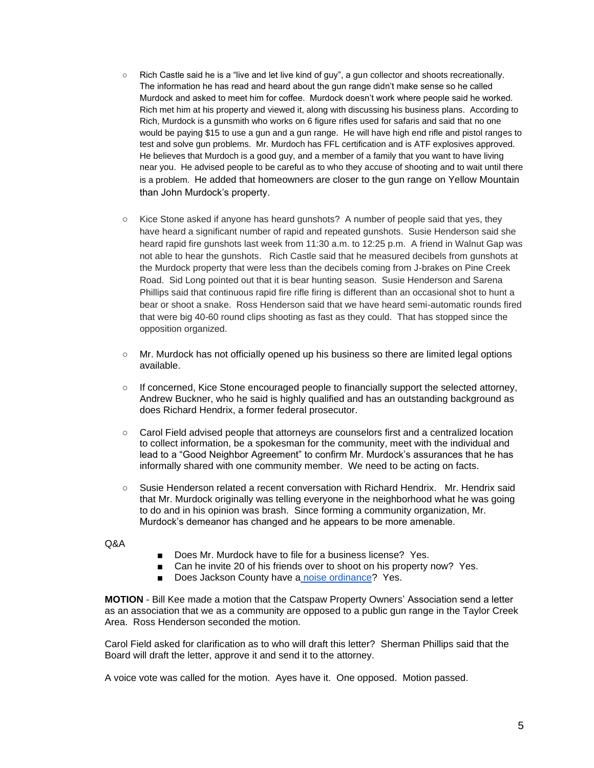- Rich Castle said he is a "live and let live kind of guy", a gun collector and shoots recreationally. The information he has read and heard about the gun range didn't make sense so he called Murdock and asked to meet him for coffee. Murdock doesn't work where people said he worked. Rich met him at his property and viewed it, along with discussing his business plans. According to Rich, Murdock is a gunsmith who works on 6 figure rifles used for safaris and said that no one would be paying $15 to use a gun and a gun range. He will have high end rifle and pistol ranges to test and solve gun problems. Mr. Murdoch has FFL certification and is ATF explosives approved. He believes that Murdoch is a good guy, and a member of a family that you want to have living near you. He advised people to be careful as to who they accuse of shooting and to wait until there is a problem. He added that homeowners are closer to the gun range on Yellow Mountain than John Murdock's property.

- Kice Stone asked if anyone has heard gunshots? A number of people said that yes, they have heard a significant number of rapid and repeated gunshots. Susie Henderson said she heard rapid fire gunshots last week from 11:30 a.m. to 12:25 p.m. A friend in Walnut Gap was not able to hear the gunshots. Rich Castle said that he measured decibels from gunshots at the Murdock property that were less than the decibels coming from J-brakes on Pine Creek Road. Sid Long pointed out that it is bear hunting season. Susie Henderson and Sarena Phillips said that continuous rapid fire rifle firing is different than an occasional shot to hunt a bear or shoot a snake. Ross Henderson said that we have heard semi-automatic rounds fired that were big 40-60 round clips shooting as fast as they could. That has stopped since the opposition organized.

- Mr. Murdock has not officially opened up his business so there are limited legal options available.

- If concerned, Kice Stone encouraged people to financially support the selected attorney, Andrew Buckner, who he said is highly qualified and has an outstanding background as does Richard Hendrix, a former federal prosecutor.

- Carol Field advised people that attorneys are counselors first and a centralized location to collect information, be a spokesman for the community, meet with the individual and lead to a "Good Neighbor Agreement" to confirm Mr. Murdock's assurances that he has informally shared with one community member. We need to be acting on facts.

- Susie Henderson related a recent conversation with Richard Hendrix. Mr. Hendrix said that Mr. Murdock originally was telling everyone in the neighborhood what he was going to do and in his opinion was brash. Since forming a community organization, Mr. Murdock's demeanor has changed and he appears to be more amenable.

Q&A

- Does Mr. Murdock have to file for a business license? Yes.
- Can he invite 20 of his friends over to shoot on his property now? Yes.
- Does Jackson County have a noise ordinance? Yes.

**MOTION** - Bill Kee made a motion that the Catspaw Property Owners' Association send a letter as an association that we as a community are opposed to a public gun range in the Taylor Creek Area. Ross Henderson seconded the motion.

Carol Field asked for clarification as to who will draft this letter? Sherman Phillips said that the Board will draft the letter, approve it and send it to the attorney.

A voice vote was called for the motion. Ayes have it. One opposed. Motion passed.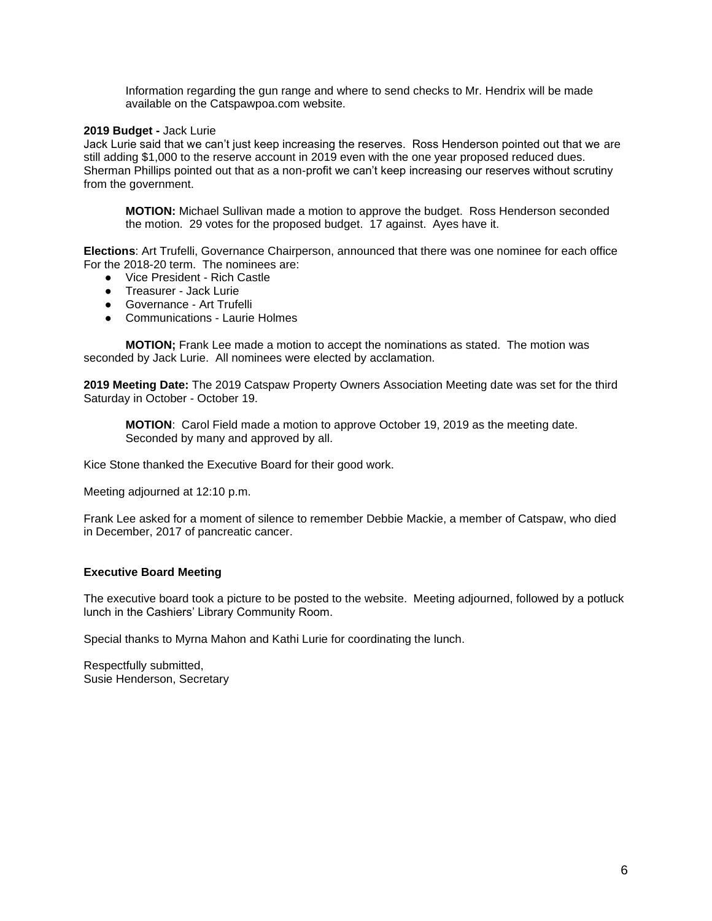Information regarding the gun range and where to send checks to Mr. Hendrix will be made available on the Catspawpoa.com website.

**2019 Budget -** Jack Lurie
Jack Lurie said that we can't just keep increasing the reserves. Ross Henderson pointed out that we are still adding $1,000 to the reserve account in 2019 even with the one year proposed reduced dues. Sherman Phillips pointed out that as a non-profit we can't keep increasing our reserves without scrutiny from the government.

**MOTION:** Michael Sullivan made a motion to approve the budget. Ross Henderson seconded the motion. 29 votes for the proposed budget. 17 against. Ayes have it.

**Elections**: Art Trufelli, Governance Chairperson, announced that there was one nominee for each office For the 2018-20 term. The nominees are:

- Vice President - Rich Castle
- Treasurer - Jack Lurie
- Governance - Art Trufelli
- Communications - Laurie Holmes

**MOTION;** Frank Lee made a motion to accept the nominations as stated. The motion was seconded by Jack Lurie. All nominees were elected by acclamation.

**2019 Meeting Date:** The 2019 Catspaw Property Owners Association Meeting date was set for the third Saturday in October - October 19.

**MOTION**: Carol Field made a motion to approve October 19, 2019 as the meeting date. Seconded by many and approved by all.

Kice Stone thanked the Executive Board for their good work.

Meeting adjourned at 12:10 p.m.

Frank Lee asked for a moment of silence to remember Debbie Mackie, a member of Catspaw, who died in December, 2017 of pancreatic cancer.

**Executive Board Meeting**

The executive board took a picture to be posted to the website. Meeting adjourned, followed by a potluck lunch in the Cashiers' Library Community Room.

Special thanks to Myrna Mahon and Kathi Lurie for coordinating the lunch.

Respectfully submitted,
Susie Henderson, Secretary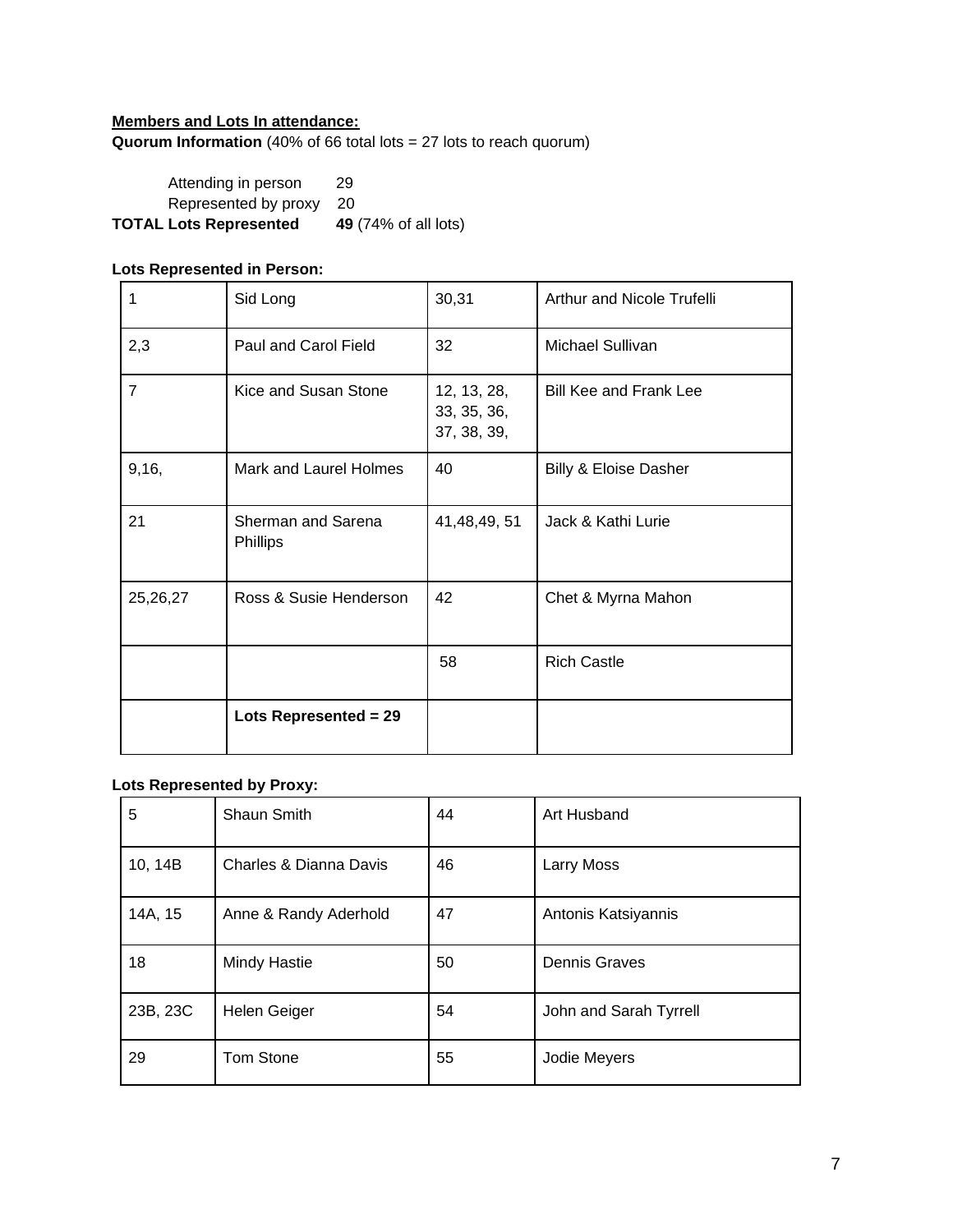**Members and Lots In attendance:**

**Quorum Information** (40% of 66 total lots = 27 lots to reach quorum)

Attending in person 29
Represented by proxy 20
**TOTAL Lots Represented** **49** (74% of all lots)

**Lots Represented in Person:**

| | | | |
|---|---|---|---|
| 1 | Sid Long | 30,31 | Arthur and Nicole Trufelli |
| 2,3 | Paul and Carol Field | 32 | Michael Sullivan |
| 7 | Kice and Susan Stone | 12, 13, 28, 33, 35, 36, 37, 38, 39, | Bill Kee and Frank Lee |
| 9,16, | Mark and Laurel Holmes | 40 | Billy & Eloise Dasher |
| 21 | Sherman and Sarena Phillips | 41,48,49, 51 | Jack & Kathi Lurie |
| 25,26,27 | Ross & Susie Henderson | 42 | Chet & Myrna Mahon |
| | | 58 | Rich Castle |
| | **Lots Represented = 29** | | |

**Lots Represented by Proxy:**

| | | | |
|---|---|---|---|
| 5 | Shaun Smith | 44 | Art Husband |
| 10, 14B | Charles & Dianna Davis | 46 | Larry Moss |
| 14A, 15 | Anne & Randy Aderhold | 47 | Antonis Katsiyannis |
| 18 | Mindy Hastie | 50 | Dennis Graves |
| 23B, 23C | Helen Geiger | 54 | John and Sarah Tyrrell |
| 29 | Tom Stone | 55 | Jodie Meyers |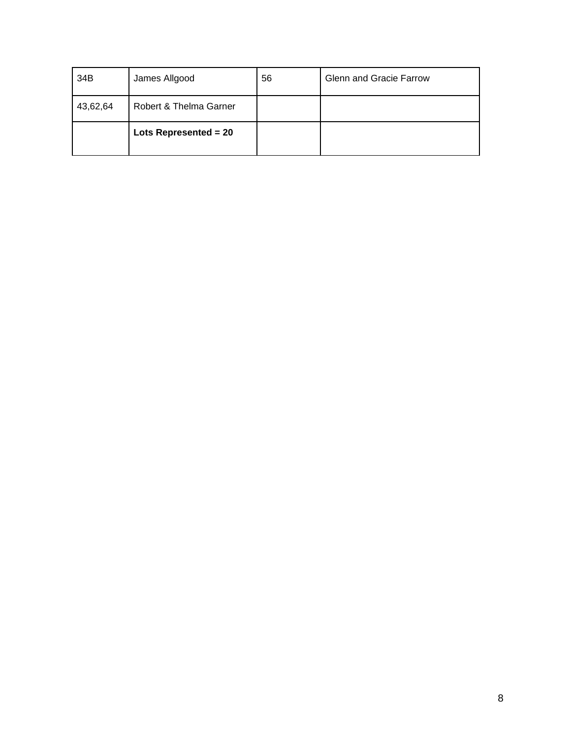| | | | |
|---|---|---|---|
| 34B | James Allgood | 56 | Glenn and Gracie Farrow |
| 43,62,64 | Robert & Thelma Garner | | |
| | **Lots Represented = 20** | | |